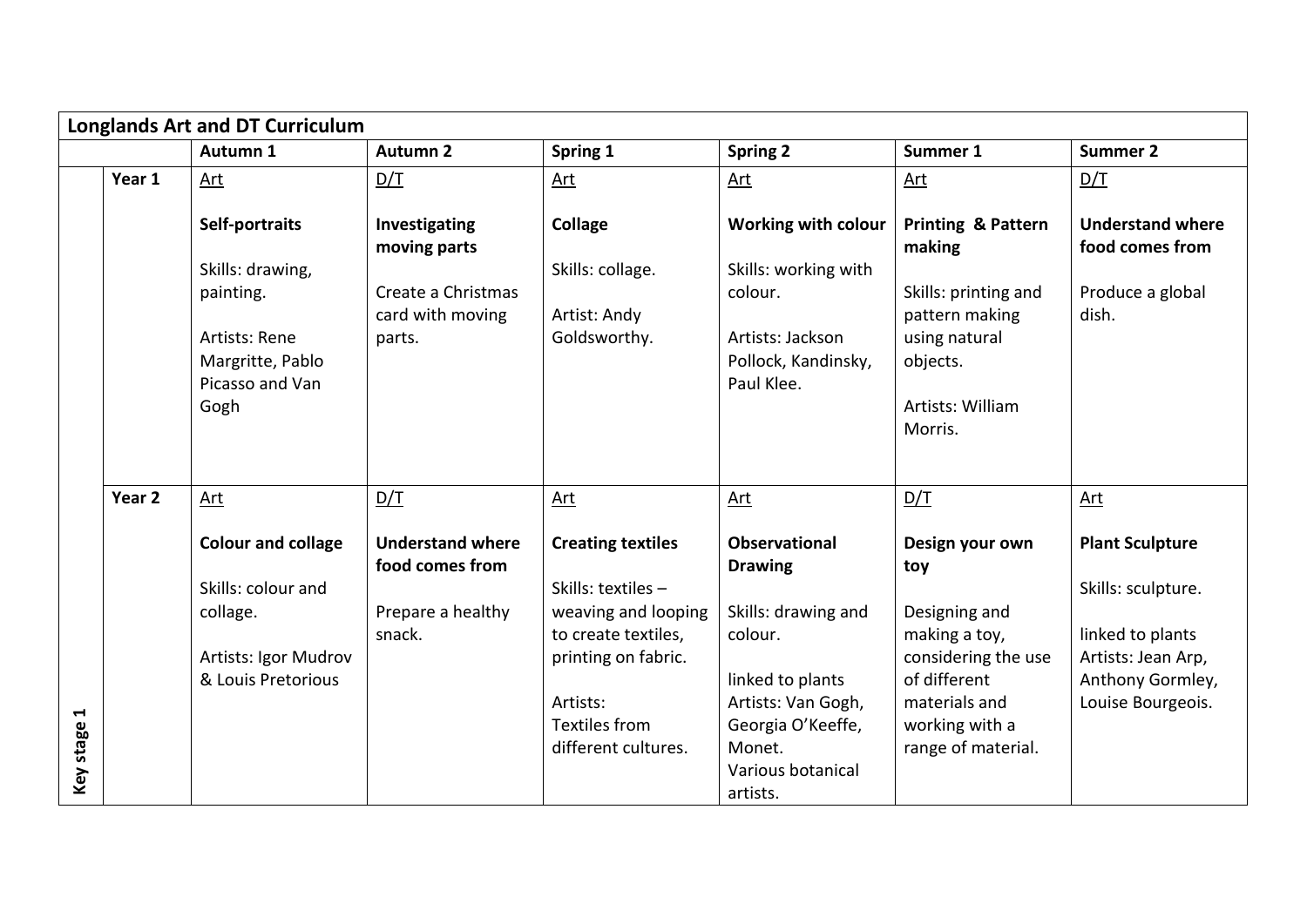| Longlands Art and DT Curriculum | | | | | | | |
|---|---|---|---|---|---|---|---|
| | | Autumn 1 | Autumn 2 | Spring 1 | Spring 2 | Summer 1 | Summer 2 |
| Key stage 1 | Year 1 | Art<br><br>**Self-portraits**<br><br>Skills: drawing, painting.<br><br>Artists: Rene Margritte, Pablo Picasso and Van Gogh | D/T<br><br>**Investigating moving parts**<br><br>Create a Christmas card with moving parts. | Art<br><br>**Collage**<br><br>Skills: collage.<br><br>Artist: Andy Goldsworthy. | Art<br><br>**Working with colour**<br><br>Skills: working with colour.<br><br>Artists: Jackson Pollock, Kandinsky, Paul Klee. | Art<br><br>**Printing & Pattern making**<br><br>Skills: printing and pattern making using natural objects.<br><br>Artists: William Morris. | D/T<br><br>**Understand where food comes from**<br><br>Produce a global dish. |
| | Year 2 | Art<br><br>**Colour and collage**<br><br>Skills: colour and collage.<br><br>Artists: Igor Mudrov & Louis Pretorious | D/T<br><br>**Understand where food comes from**<br><br>Prepare a healthy snack. | Art<br><br>**Creating textiles**<br><br>Skills: textiles – weaving and looping to create textiles, printing on fabric.<br><br>Artists:<br>Textiles from different cultures. | Art<br><br>**Observational Drawing**<br><br>Skills: drawing and colour.<br><br>linked to plants<br>Artists: Van Gogh, Georgia O'Keeffe, Monet.<br>Various botanical artists. | D/T<br><br>**Design your own toy**<br><br>Designing and making a toy, considering the use of different materials and working with a range of material. | Art<br><br>**Plant Sculpture**<br><br>Skills: sculpture.<br><br>linked to plants<br>Artists: Jean Arp, Anthony Gormley, Louise Bourgeois. |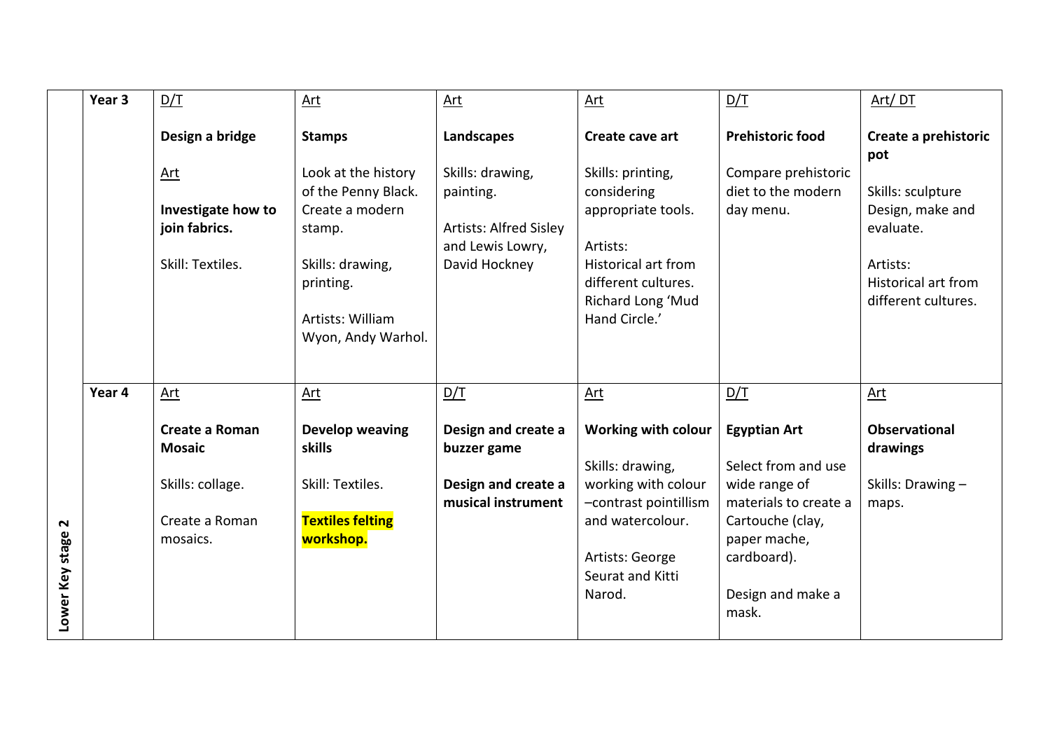| Lower Key stage 2 | | | | | | | |
|---|---|---|---|---|---|---|---|
| | **Year 3** | D/T<br><br>**Design a bridge**<br><br>Art<br><br>**Investigate how to join fabrics.**<br><br>Skill: Textiles. | Art<br><br>**Stamps**<br><br>Look at the history of the Penny Black. Create a modern stamp.<br><br>Skills: drawing, printing.<br><br>Artists: William Wyon, Andy Warhol. | Art<br><br>**Landscapes**<br><br>Skills: drawing, painting.<br><br>Artists: Alfred Sisley and Lewis Lowry, David Hockney | Art<br><br>**Create cave art**<br><br>Skills: printing, considering appropriate tools.<br><br>Artists:<br>Historical art from different cultures.<br>Richard Long 'Mud Hand Circle.' | D/T<br><br>**Prehistoric food**<br><br>Compare prehistoric diet to the modern day menu. | Art/ DT<br><br>**Create a prehistoric pot**<br><br>Skills: sculpture<br>Design, make and evaluate.<br><br>Artists:<br>Historical art from different cultures. |
| | **Year 4** | Art<br><br>**Create a Roman Mosaic**<br><br>Skills: collage.<br><br>Create a Roman mosaics. | Art<br><br>**Develop weaving skills**<br><br>Skill: Textiles.<br><br>**Textiles felting workshop.** | D/T<br><br>**Design and create a buzzer game**<br><br>**Design and create a musical instrument** | Art<br><br>**Working with colour**<br><br>Skills: drawing, working with colour –contrast pointillism and watercolour.<br><br>Artists: George Seurat and Kitti Narod. | D/T<br><br>**Egyptian Art**<br><br>Select from and use wide range of materials to create a Cartouche (clay, paper mache, cardboard).<br><br>Design and make a mask. | Art<br><br>**Observational drawings**<br><br>Skills: Drawing – maps. |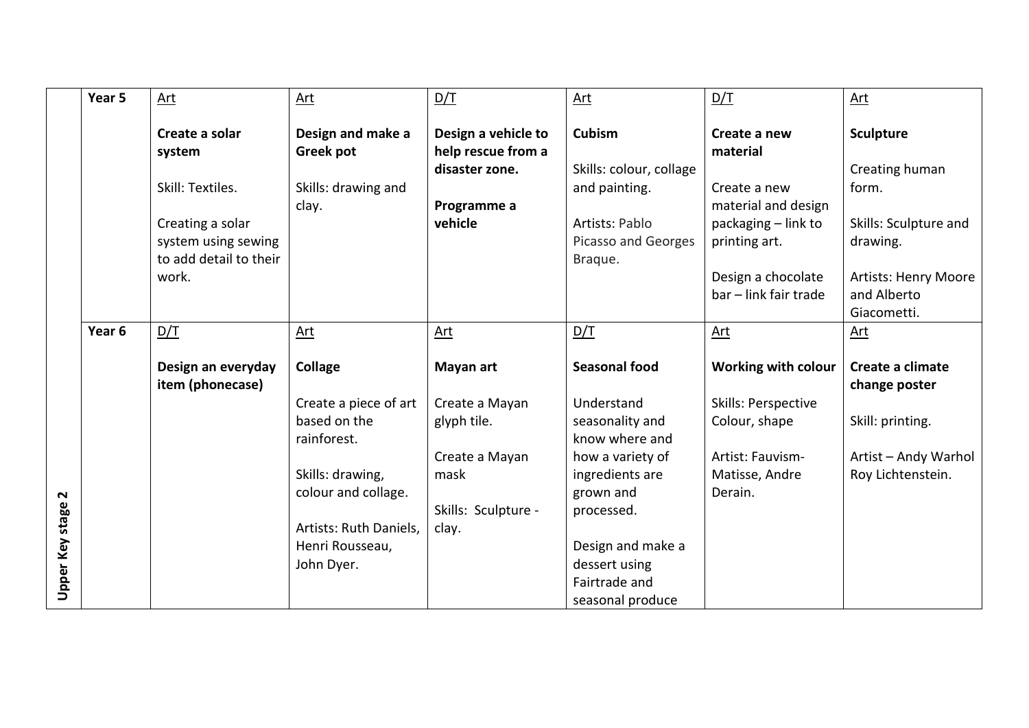| | | | | | | | |
|---|---|---|---|---|---|---|---|
| Upper Key stage 2 | Year 5 | Art<br><br>**Create a solar system**<br><br>Skill: Textiles.<br><br>Creating a solar system using sewing to add detail to their work. | Art<br><br>**Design and make a Greek pot**<br><br>Skills: drawing and clay. | D/T<br><br>**Design a vehicle to help rescue from a disaster zone.**<br><br>**Programme a vehicle** | Art<br><br>**Cubism**<br><br>Skills: colour, collage and painting.<br><br>Artists: Pablo Picasso and Georges Braque. | D/T<br><br>**Create a new material**<br><br>Create a new material and design packaging – link to printing art.<br><br>Design a chocolate bar – link fair trade | Art<br><br>**Sculpture**<br><br>Creating human form.<br><br>Skills: Sculpture and drawing.<br><br>Artists: Henry Moore and Alberto Giacometti. |
| | Year 6 | D/T<br><br>**Design an everyday item (phonecase)** | Art<br><br>**Collage**<br><br>Create a piece of art based on the rainforest.<br><br>Skills: drawing, colour and collage.<br><br>Artists: Ruth Daniels, Henri Rousseau, John Dyer. | Art<br><br>**Mayan art**<br><br>Create a Mayan glyph tile.<br><br>Create a Mayan mask<br><br>Skills: Sculpture - clay. | D/T<br><br>**Seasonal food**<br><br>Understand seasonality and know where and how a variety of ingredients are grown and processed.<br><br>Design and make a dessert using Fairtrade and seasonal produce | Art<br><br>**Working with colour**<br><br>Skills: Perspective Colour, shape<br><br>Artist: Fauvism- Matisse, Andre Derain. | Art<br><br>**Create a climate change poster**<br><br>Skill: printing.<br><br>Artist – Andy Warhol Roy Lichtenstein. |